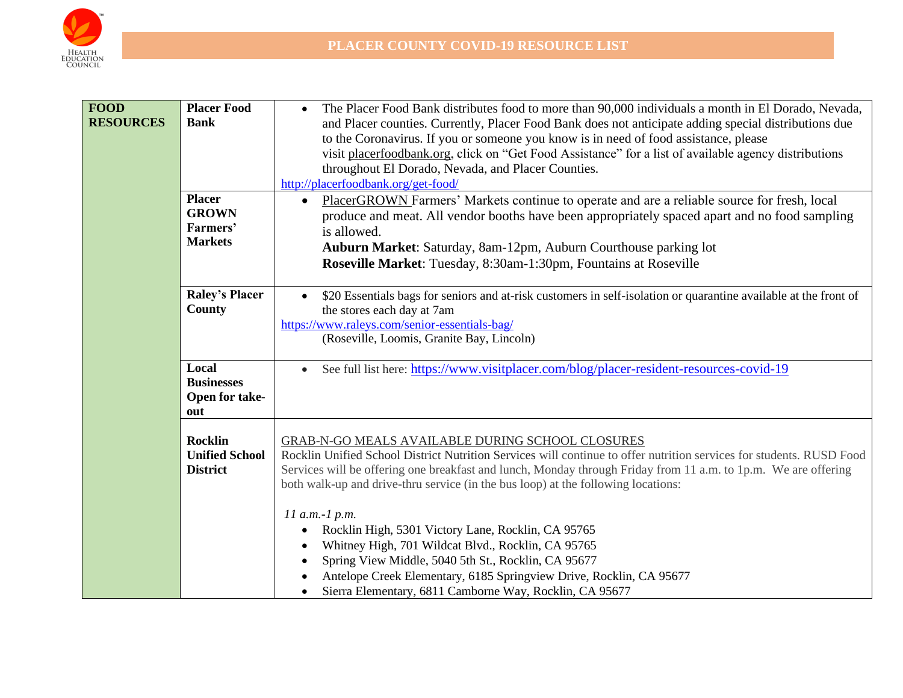# PLACER COUNTY COVID-19 RESOURCE LIST

| | | |
|---|---|---|
| **FOOD RESOURCES** | **Placer Food Bank** | • The Placer Food Bank distributes food to more than 90,000 individuals a month in El Dorado, Nevada, and Placer counties. Currently, Placer Food Bank does not anticipate adding special distributions due to the Coronavirus. If you or someone you know is in need of food assistance, please visit placerfoodbank.org, click on "Get Food Assistance" for a list of available agency distributions throughout El Dorado, Nevada, and Placer Counties. <br> http://placerfoodbank.org/get-food/ |
| | **Placer GROWN Farmers' Markets** | • PlacerGROWN Farmers' Markets continue to operate and are a reliable source for fresh, local produce and meat. All vendor booths have been appropriately spaced apart and no food sampling is allowed. <br> **Auburn Market**: Saturday, 8am-12pm, Auburn Courthouse parking lot <br> **Roseville Market**: Tuesday, 8:30am-1:30pm, Fountains at Roseville |
| | **Raley's Placer County** | • $20 Essentials bags for seniors and at-risk customers in self-isolation or quarantine available at the front of the stores each day at 7am <br> https://www.raleys.com/senior-essentials-bag/ <br> (Roseville, Loomis, Granite Bay, Lincoln) |
| | **Local Businesses Open for take-out** | • See full list here: https://www.visitplacer.com/blog/placer-resident-resources-covid-19 |
| | **Rocklin Unified School District** | GRAB-N-GO MEALS AVAILABLE DURING SCHOOL CLOSURES <br> Rocklin Unified School District Nutrition Services will continue to offer nutrition services for students. RUSD Food Services will be offering one breakfast and lunch, Monday through Friday from 11 a.m. to 1p.m. We are offering both walk-up and drive-thru service (in the bus loop) at the following locations: <br><br> *11 a.m.-1 p.m.* <br> • Rocklin High, 5301 Victory Lane, Rocklin, CA 95765 <br> • Whitney High, 701 Wildcat Blvd., Rocklin, CA 95765 <br> • Spring View Middle, 5040 5th St., Rocklin, CA 95677 <br> • Antelope Creek Elementary, 6185 Springview Drive, Rocklin, CA 95677 <br> • Sierra Elementary, 6811 Camborne Way, Rocklin, CA 95677 |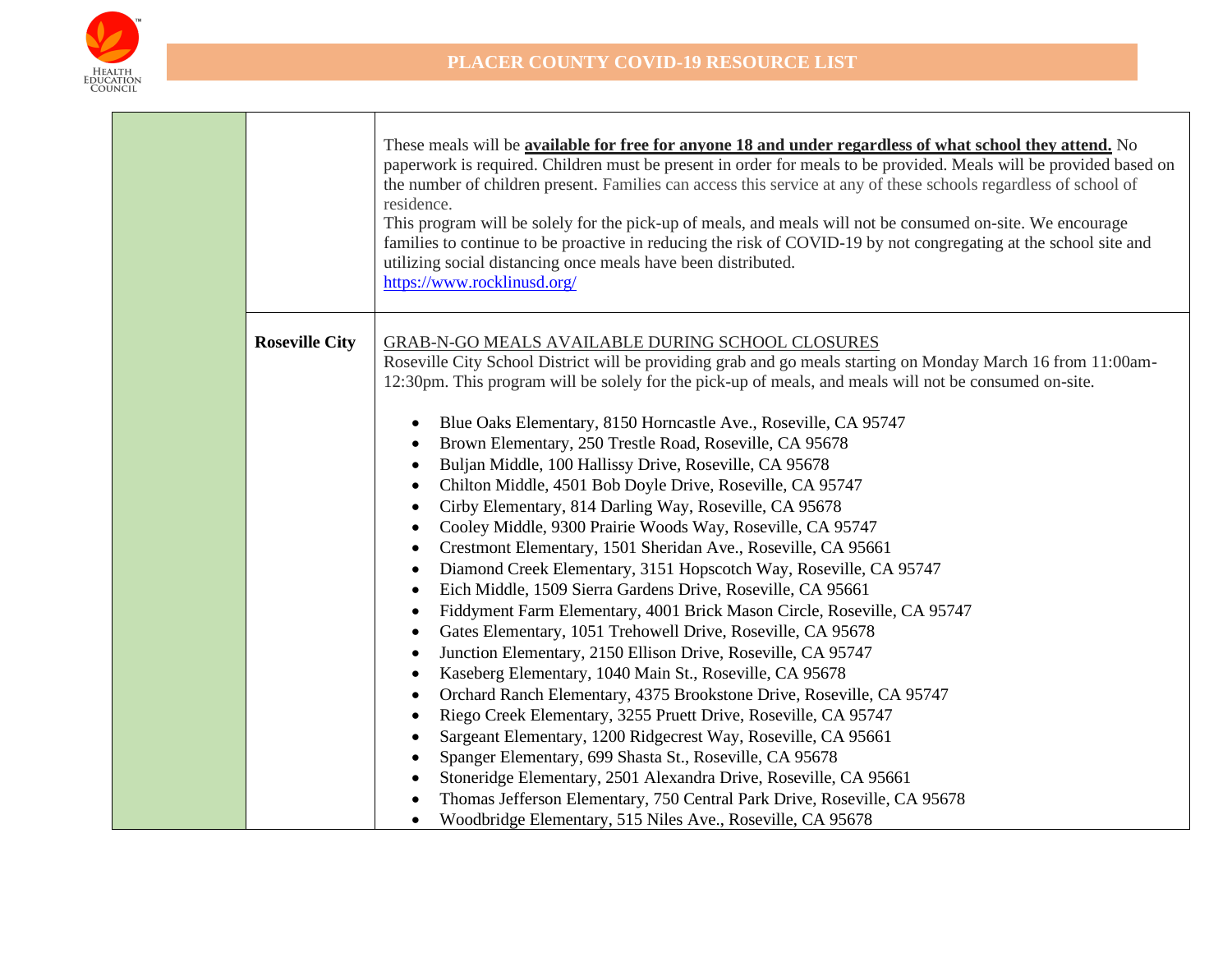| | | |
|---|---|---|
| | | These meals will be **available for free for anyone 18 and under regardless of what school they attend.** No paperwork is required. Children must be present in order for meals to be provided. Meals will be provided based on the number of children present. Families can access this service at any of these schools regardless of school of residence.<br>This program will be solely for the pick-up of meals, and meals will not be consumed on-site. We encourage families to continue to be proactive in reducing the risk of COVID-19 by not congregating at the school site and utilizing social distancing once meals have been distributed.<br>https://www.rocklinusd.org/ |
| | **Roseville City** | GRAB-N-GO MEALS AVAILABLE DURING SCHOOL CLOSURES<br>Roseville City School District will be providing grab and go meals starting on Monday March 16 from 11:00am-12:30pm. This program will be solely for the pick-up of meals, and meals will not be consumed on-site.<br>• Blue Oaks Elementary, 8150 Horncastle Ave., Roseville, CA 95747<br>• Brown Elementary, 250 Trestle Road, Roseville, CA 95678<br>• Buljan Middle, 100 Hallissy Drive, Roseville, CA 95678<br>• Chilton Middle, 4501 Bob Doyle Drive, Roseville, CA 95747<br>• Cirby Elementary, 814 Darling Way, Roseville, CA 95678<br>• Cooley Middle, 9300 Prairie Woods Way, Roseville, CA 95747<br>• Crestmont Elementary, 1501 Sheridan Ave., Roseville, CA 95661<br>• Diamond Creek Elementary, 3151 Hopscotch Way, Roseville, CA 95747<br>• Eich Middle, 1509 Sierra Gardens Drive, Roseville, CA 95661<br>• Fiddyment Farm Elementary, 4001 Brick Mason Circle, Roseville, CA 95747<br>• Gates Elementary, 1051 Trehowell Drive, Roseville, CA 95678<br>• Junction Elementary, 2150 Ellison Drive, Roseville, CA 95747<br>• Kaseberg Elementary, 1040 Main St., Roseville, CA 95678<br>• Orchard Ranch Elementary, 4375 Brookstone Drive, Roseville, CA 95747<br>• Riego Creek Elementary, 3255 Pruett Drive, Roseville, CA 95747<br>• Sargeant Elementary, 1200 Ridgecrest Way, Roseville, CA 95661<br>• Spanger Elementary, 699 Shasta St., Roseville, CA 95678<br>• Stoneridge Elementary, 2501 Alexandra Drive, Roseville, CA 95661<br>• Thomas Jefferson Elementary, 750 Central Park Drive, Roseville, CA 95678<br>• Woodbridge Elementary, 515 Niles Ave., Roseville, CA 95678 |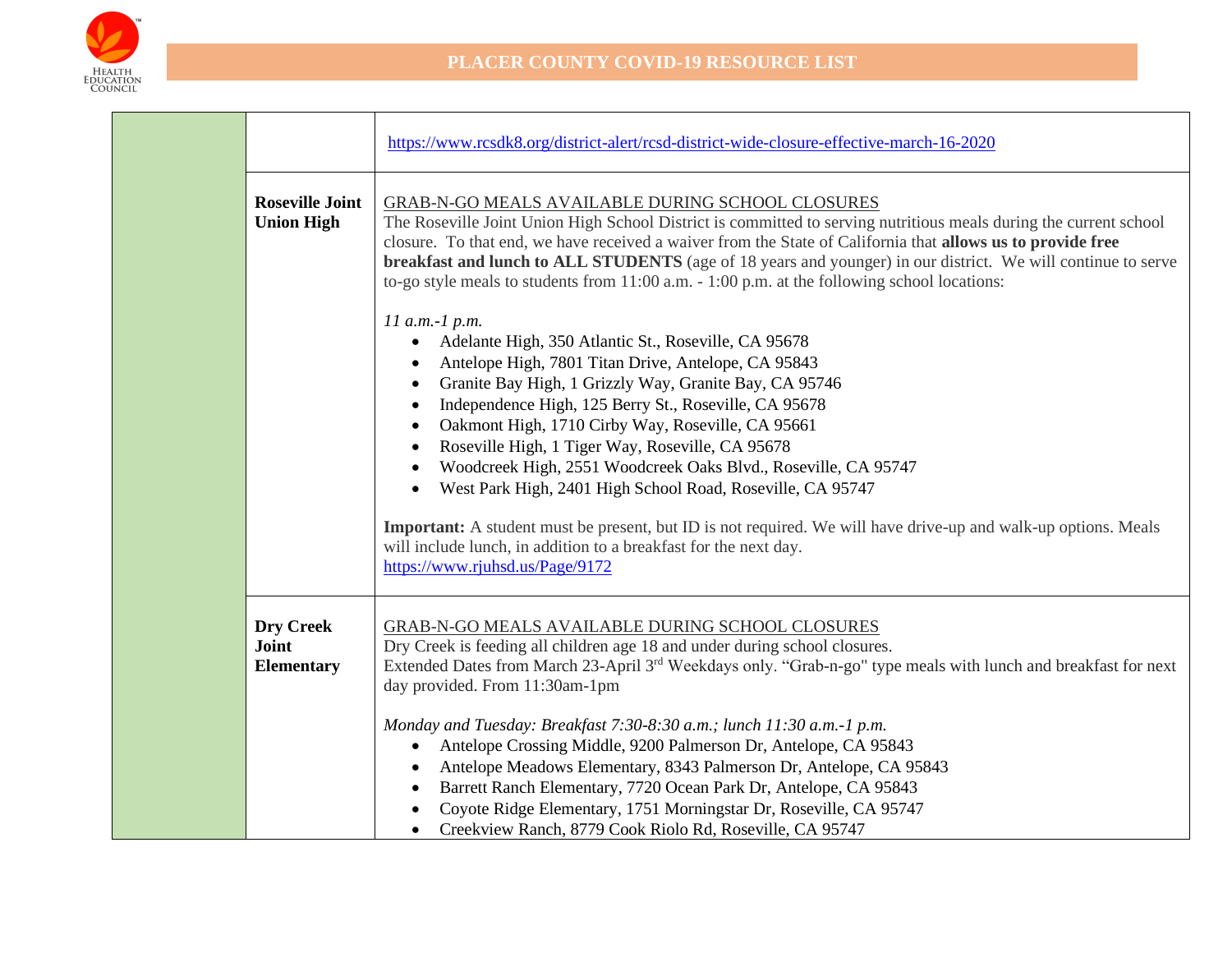| | | |
|---|---|---|
| | | https://www.rcsdk8.org/district-alert/rcsd-district-wide-closure-effective-march-16-2020 |
| | **Roseville Joint Union High** | GRAB-N-GO MEALS AVAILABLE DURING SCHOOL CLOSURES<br>The Roseville Joint Union High School District is committed to serving nutritious meals during the current school closure. To that end, we have received a waiver from the State of California that **allows us to provide free breakfast and lunch to ALL STUDENTS** (age of 18 years and younger) in our district. We will continue to serve to-go style meals to students from 11:00 a.m. - 1:00 p.m. at the following school locations:<br><br>*11 a.m.-1 p.m.*<br>• Adelante High, 350 Atlantic St., Roseville, CA 95678<br>• Antelope High, 7801 Titan Drive, Antelope, CA 95843<br>• Granite Bay High, 1 Grizzly Way, Granite Bay, CA 95746<br>• Independence High, 125 Berry St., Roseville, CA 95678<br>• Oakmont High, 1710 Cirby Way, Roseville, CA 95661<br>• Roseville High, 1 Tiger Way, Roseville, CA 95678<br>• Woodcreek High, 2551 Woodcreek Oaks Blvd., Roseville, CA 95747<br>• West Park High, 2401 High School Road, Roseville, CA 95747<br><br>**Important:** A student must be present, but ID is not required. We will have drive-up and walk-up options. Meals will include lunch, in addition to a breakfast for the next day.<br>https://www.rjuhsd.us/Page/9172 |
| | **Dry Creek Joint Elementary** | GRAB-N-GO MEALS AVAILABLE DURING SCHOOL CLOSURES<br>Dry Creek is feeding all children age 18 and under during school closures.<br>Extended Dates from March 23-April 3rd Weekdays only. "Grab-n-go" type meals with lunch and breakfast for next day provided. From 11:30am-1pm<br><br>*Monday and Tuesday: Breakfast 7:30-8:30 a.m.; lunch 11:30 a.m.-1 p.m.*<br>• Antelope Crossing Middle, 9200 Palmerson Dr, Antelope, CA 95843<br>• Antelope Meadows Elementary, 8343 Palmerson Dr, Antelope, CA 95843<br>• Barrett Ranch Elementary, 7720 Ocean Park Dr, Antelope, CA 95843<br>• Coyote Ridge Elementary, 1751 Morningstar Dr, Roseville, CA 95747<br>• Creekview Ranch, 8779 Cook Riolo Rd, Roseville, CA 95747 |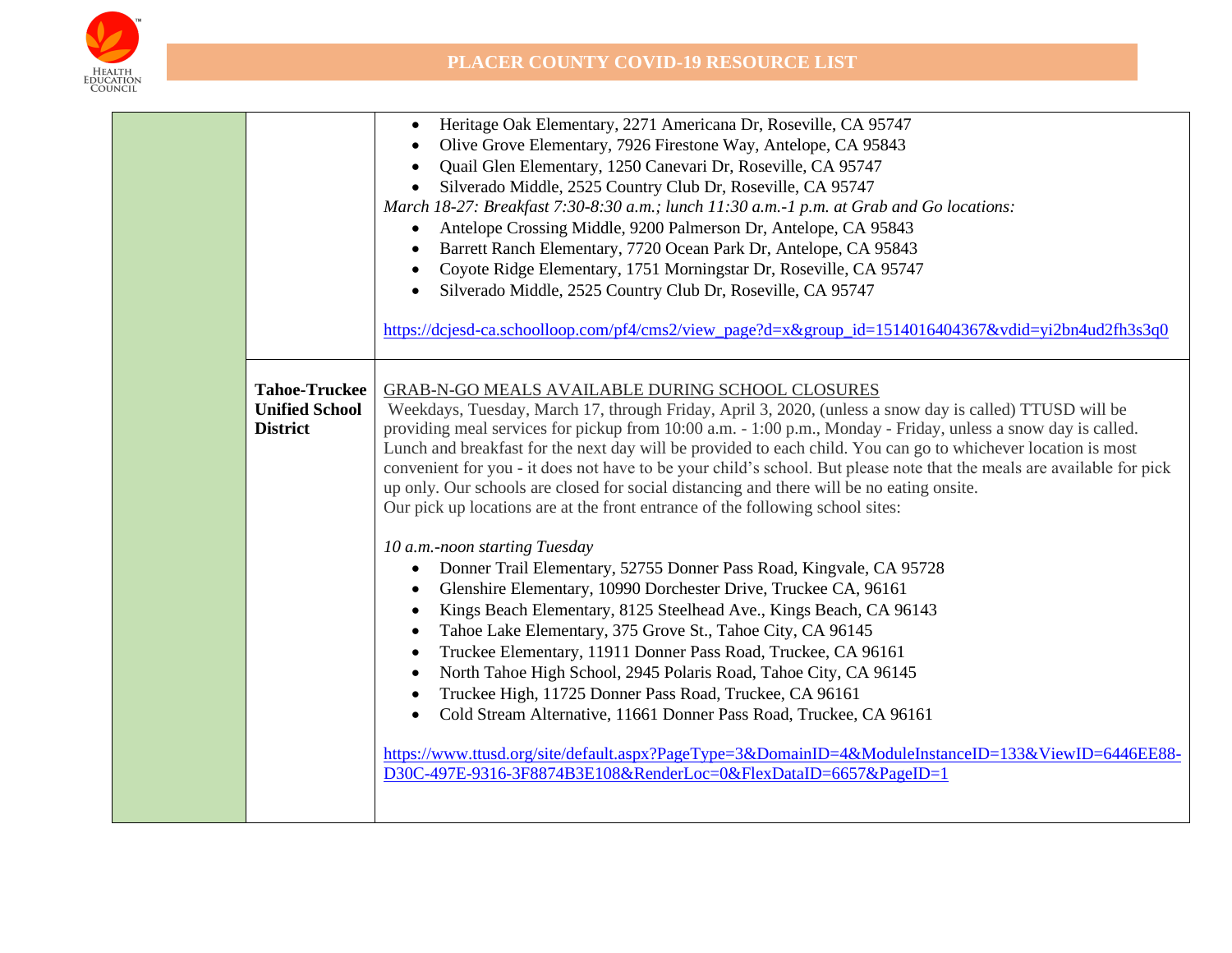| | | |
|---|---|---|
| | | • Heritage Oak Elementary, 2271 Americana Dr, Roseville, CA 95747<br>• Olive Grove Elementary, 7926 Firestone Way, Antelope, CA 95843<br>• Quail Glen Elementary, 1250 Canevari Dr, Roseville, CA 95747<br>• Silverado Middle, 2525 Country Club Dr, Roseville, CA 95747<br>*March 18-27: Breakfast 7:30-8:30 a.m.; lunch 11:30 a.m.-1 p.m. at Grab and Go locations:*<br>• Antelope Crossing Middle, 9200 Palmerson Dr, Antelope, CA 95843<br>• Barrett Ranch Elementary, 7720 Ocean Park Dr, Antelope, CA 95843<br>• Coyote Ridge Elementary, 1751 Morningstar Dr, Roseville, CA 95747<br>• Silverado Middle, 2525 Country Club Dr, Roseville, CA 95747<br><br>https://dcjesd-ca.schoolloop.com/pf4/cms2/view_page?d=x&group_id=1514016404367&vdid=yi2bn4ud2fh3s3q0 |
| | **Tahoe-Truckee Unified School District** | GRAB-N-GO MEALS AVAILABLE DURING SCHOOL CLOSURES<br>Weekdays, Tuesday, March 17, through Friday, April 3, 2020, (unless a snow day is called) TTUSD will be providing meal services for pickup from 10:00 a.m. - 1:00 p.m., Monday - Friday, unless a snow day is called. Lunch and breakfast for the next day will be provided to each child. You can go to whichever location is most convenient for you - it does not have to be your child's school. But please note that the meals are available for pick up only. Our schools are closed for social distancing and there will be no eating onsite.<br>Our pick up locations are at the front entrance of the following school sites:<br><br>*10 a.m.-noon starting Tuesday*<br>• Donner Trail Elementary, 52755 Donner Pass Road, Kingvale, CA 95728<br>• Glenshire Elementary, 10990 Dorchester Drive, Truckee CA, 96161<br>• Kings Beach Elementary, 8125 Steelhead Ave., Kings Beach, CA 96143<br>• Tahoe Lake Elementary, 375 Grove St., Tahoe City, CA 96145<br>• Truckee Elementary, 11911 Donner Pass Road, Truckee, CA 96161<br>• North Tahoe High School, 2945 Polaris Road, Tahoe City, CA 96145<br>• Truckee High, 11725 Donner Pass Road, Truckee, CA 96161<br>• Cold Stream Alternative, 11661 Donner Pass Road, Truckee, CA 96161<br><br>https://www.ttusd.org/site/default.aspx?PageType=3&DomainID=4&ModuleInstanceID=133&ViewID=6446EE88-D30C-497E-9316-3F8874B3E108&RenderLoc=0&FlexDataID=6657&PageID=1 |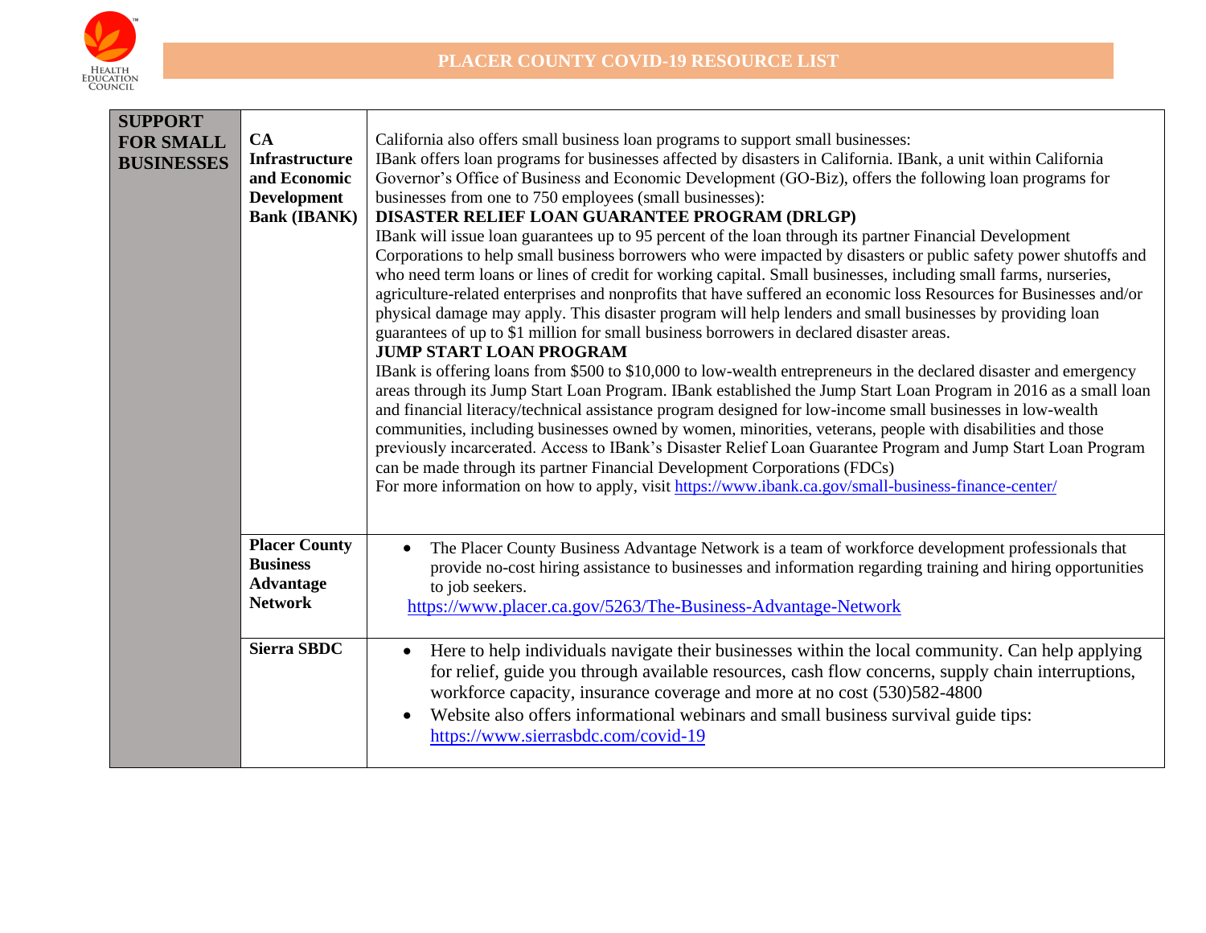## PLACER COUNTY COVID-19 RESOURCE LIST

| | | |
|---|---|---|
| **SUPPORT FOR SMALL BUSINESSES** | **CA Infrastructure and Economic Development Bank (IBANK)** | California also offers small business loan programs to support small businesses:<br>IBank offers loan programs for businesses affected by disasters in California. IBank, a unit within California Governor's Office of Business and Economic Development (GO-Biz), offers the following loan programs for businesses from one to 750 employees (small businesses):<br>**DISASTER RELIEF LOAN GUARANTEE PROGRAM (DRLGP)**<br>IBank will issue loan guarantees up to 95 percent of the loan through its partner Financial Development Corporations to help small business borrowers who were impacted by disasters or public safety power shutoffs and who need term loans or lines of credit for working capital. Small businesses, including small farms, nurseries, agriculture-related enterprises and nonprofits that have suffered an economic loss Resources for Businesses and/or physical damage may apply. This disaster program will help lenders and small businesses by providing loan guarantees of up to $1 million for small business borrowers in declared disaster areas.<br>**JUMP START LOAN PROGRAM**<br>IBank is offering loans from $500 to $10,000 to low-wealth entrepreneurs in the declared disaster and emergency areas through its Jump Start Loan Program. IBank established the Jump Start Loan Program in 2016 as a small loan and financial literacy/technical assistance program designed for low-income small businesses in low-wealth communities, including businesses owned by women, minorities, veterans, people with disabilities and those previously incarcerated. Access to IBank's Disaster Relief Loan Guarantee Program and Jump Start Loan Program can be made through its partner Financial Development Corporations (FDCs)<br>For more information on how to apply, visit https://www.ibank.ca.gov/small-business-finance-center/ |
| | **Placer County Business Advantage Network** | • The Placer County Business Advantage Network is a team of workforce development professionals that provide no-cost hiring assistance to businesses and information regarding training and hiring opportunities to job seekers.<br>https://www.placer.ca.gov/5263/The-Business-Advantage-Network |
| | **Sierra SBDC** | • Here to help individuals navigate their businesses within the local community. Can help applying for relief, guide you through available resources, cash flow concerns, supply chain interruptions, workforce capacity, insurance coverage and more at no cost (530)582-4800<br>• Website also offers informational webinars and small business survival guide tips: https://www.sierrasbdc.com/covid-19 |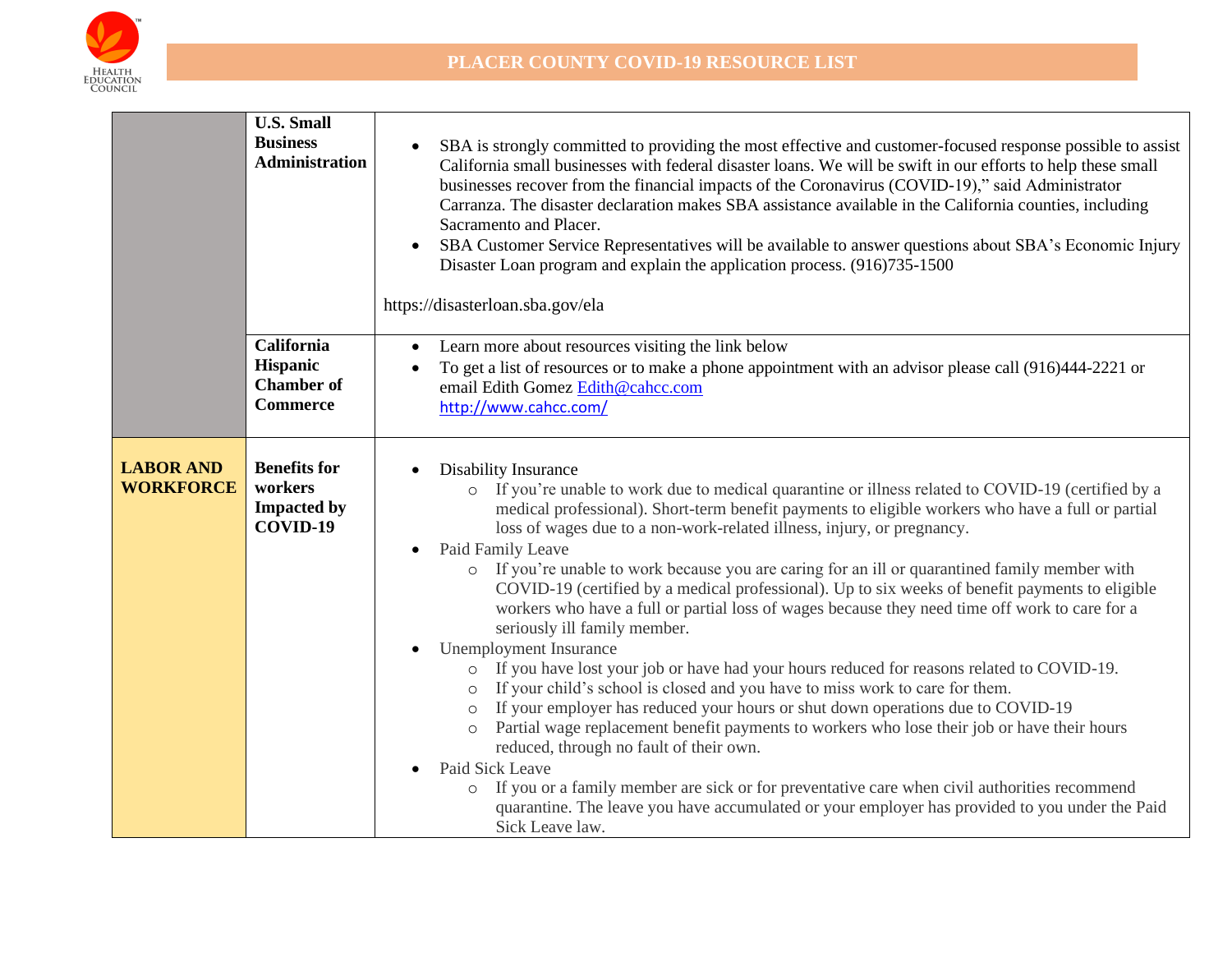# PLACER COUNTY COVID-19 RESOURCE LIST

| | | |
|---|---|---|
| | **U.S. Small Business Administration** | • SBA is strongly committed to providing the most effective and customer-focused response possible to assist California small businesses with federal disaster loans. We will be swift in our efforts to help these small businesses recover from the financial impacts of the Coronavirus (COVID-19)," said Administrator Carranza. The disaster declaration makes SBA assistance available in the California counties, including Sacramento and Placer.<br>• SBA Customer Service Representatives will be available to answer questions about SBA's Economic Injury Disaster Loan program and explain the application process. (916)735-1500<br><br>https://disasterloan.sba.gov/ela |
| | **California Hispanic Chamber of Commerce** | • Learn more about resources visiting the link below<br>• To get a list of resources or to make a phone appointment with an advisor please call (916)444-2221 or email Edith Gomez Edith@cahcc.com<br>http://www.cahcc.com/ |
| **LABOR AND WORKFORCE** | **Benefits for workers Impacted by COVID-19** | • Disability Insurance<br>  ○ If you're unable to work due to medical quarantine or illness related to COVID-19 (certified by a medical professional). Short-term benefit payments to eligible workers who have a full or partial loss of wages due to a non-work-related illness, injury, or pregnancy.<br>• Paid Family Leave<br>  ○ If you're unable to work because you are caring for an ill or quarantined family member with COVID-19 (certified by a medical professional). Up to six weeks of benefit payments to eligible workers who have a full or partial loss of wages because they need time off work to care for a seriously ill family member.<br>• Unemployment Insurance<br>  ○ If you have lost your job or have had your hours reduced for reasons related to COVID-19.<br>  ○ If your child's school is closed and you have to miss work to care for them.<br>  ○ If your employer has reduced your hours or shut down operations due to COVID-19<br>  ○ Partial wage replacement benefit payments to workers who lose their job or have their hours reduced, through no fault of their own.<br>• Paid Sick Leave<br>  ○ If you or a family member are sick or for preventative care when civil authorities recommend quarantine. The leave you have accumulated or your employer has provided to you under the Paid Sick Leave law. |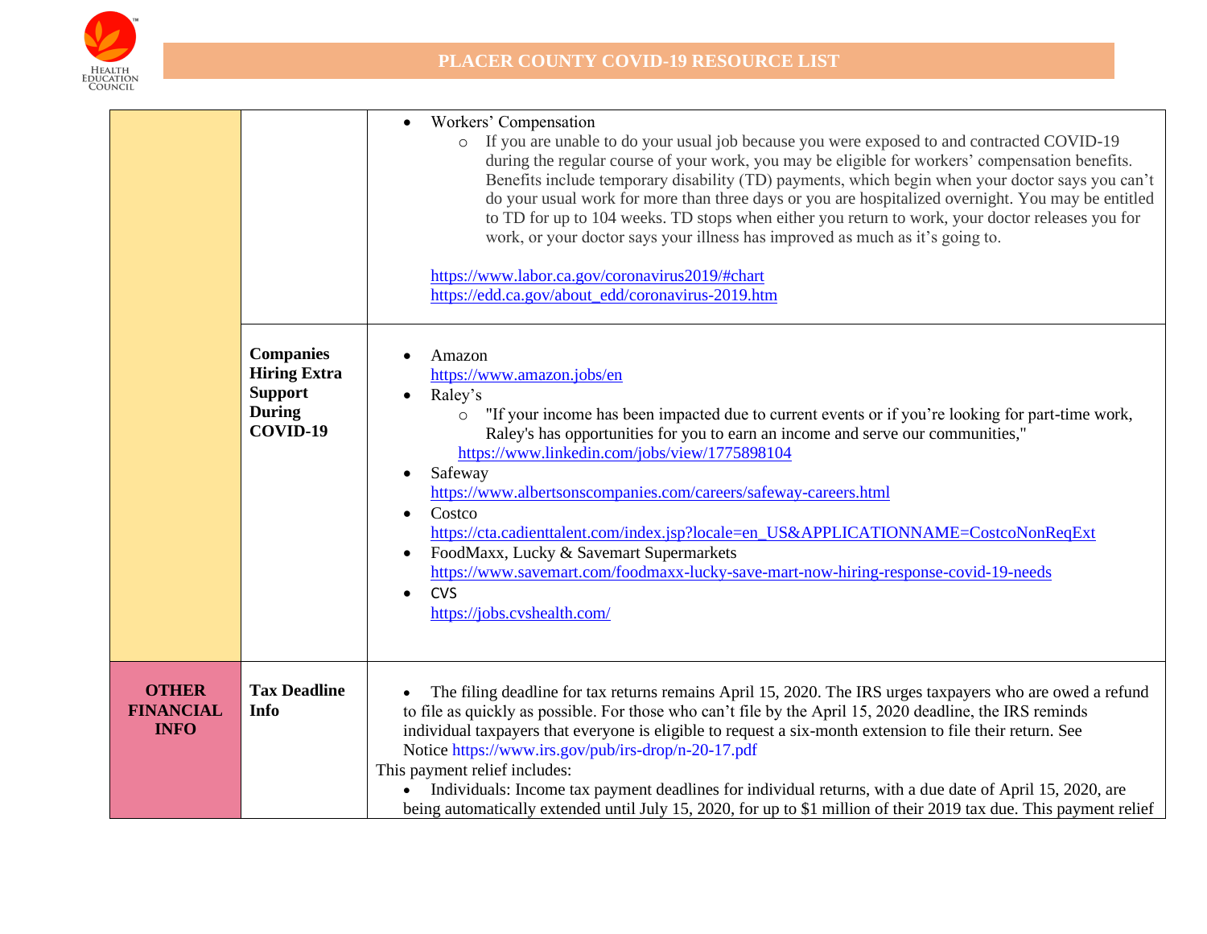| | | |
|---|---|---|
| | | • Workers' Compensation<br>  ○ If you are unable to do your usual job because you were exposed to and contracted COVID-19 during the regular course of your work, you may be eligible for workers' compensation benefits. Benefits include temporary disability (TD) payments, which begin when your doctor says you can't do your usual work for more than three days or you are hospitalized overnight. You may be entitled to TD for up to 104 weeks. TD stops when either you return to work, your doctor releases you for work, or your doctor says your illness has improved as much as it's going to.<br><br>https://www.labor.ca.gov/coronavirus2019/#chart<br>https://edd.ca.gov/about_edd/coronavirus-2019.htm |
| | **Companies Hiring Extra Support During COVID-19** | • Amazon<br>https://www.amazon.jobs/en<br>• Raley's<br>  ○ "If your income has been impacted due to current events or if you're looking for part-time work, Raley's has opportunities for you to earn an income and serve our communities,"<br>https://www.linkedin.com/jobs/view/1775898104<br>• Safeway<br>https://www.albertsonscompanies.com/careers/safeway-careers.html<br>• Costco<br>https://cta.cadienttalent.com/index.jsp?locale=en_US&APPLICATIONNAME=CostcoNonReqExt<br>• FoodMaxx, Lucky & Savemart Supermarkets<br>https://www.savemart.com/foodmaxx-lucky-save-mart-now-hiring-response-covid-19-needs<br>• CVS<br>https://jobs.cvshealth.com/ |
| **OTHER FINANCIAL INFO** | **Tax Deadline Info** | • The filing deadline for tax returns remains April 15, 2020. The IRS urges taxpayers who are owed a refund to file as quickly as possible. For those who can't file by the April 15, 2020 deadline, the IRS reminds individual taxpayers that everyone is eligible to request a six-month extension to file their return. See Notice https://www.irs.gov/pub/irs-drop/n-20-17.pdf<br>This payment relief includes:<br>• Individuals: Income tax payment deadlines for individual returns, with a due date of April 15, 2020, are being automatically extended until July 15, 2020, for up to $1 million of their 2019 tax due. This payment relief |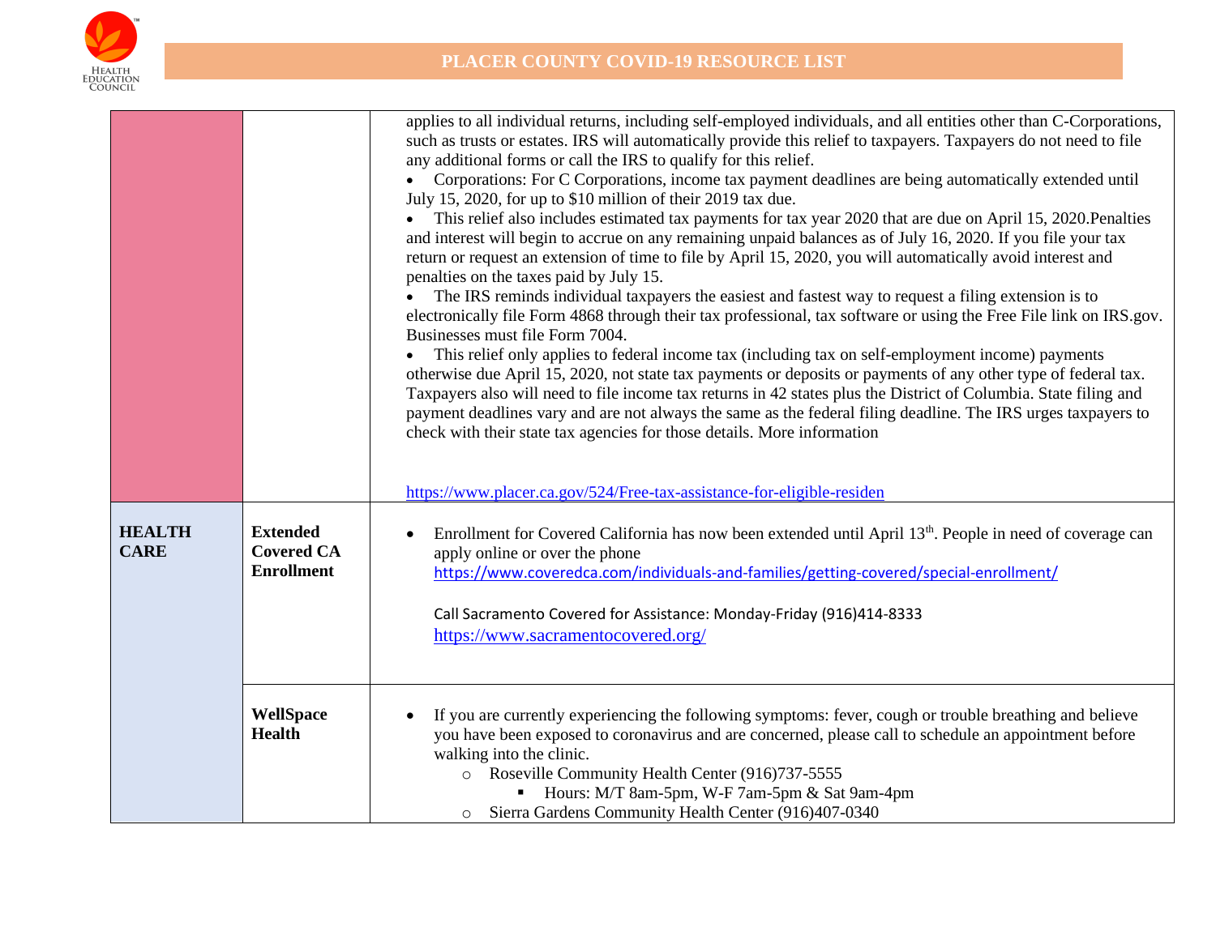| | | |
|---|---|---|
| | | applies to all individual returns, including self-employed individuals, and all entities other than C-Corporations, such as trusts or estates. IRS will automatically provide this relief to taxpayers. Taxpayers do not need to file any additional forms or call the IRS to qualify for this relief.<br>• Corporations: For C Corporations, income tax payment deadlines are being automatically extended until July 15, 2020, for up to $10 million of their 2019 tax due.<br>• This relief also includes estimated tax payments for tax year 2020 that are due on April 15, 2020.Penalties and interest will begin to accrue on any remaining unpaid balances as of July 16, 2020. If you file your tax return or request an extension of time to file by April 15, 2020, you will automatically avoid interest and penalties on the taxes paid by July 15.<br>• The IRS reminds individual taxpayers the easiest and fastest way to request a filing extension is to electronically file Form 4868 through their tax professional, tax software or using the Free File link on IRS.gov. Businesses must file Form 7004.<br>• This relief only applies to federal income tax (including tax on self-employment income) payments otherwise due April 15, 2020, not state tax payments or deposits or payments of any other type of federal tax. Taxpayers also will need to file income tax returns in 42 states plus the District of Columbia. State filing and payment deadlines vary and are not always the same as the federal filing deadline. The IRS urges taxpayers to check with their state tax agencies for those details. More information<br><br>https://www.placer.ca.gov/524/Free-tax-assistance-for-eligible-residen |
| **HEALTH CARE** | **Extended Covered CA Enrollment** | • Enrollment for Covered California has now been extended until April 13th. People in need of coverage can apply online or over the phone<br>https://www.coveredca.com/individuals-and-families/getting-covered/special-enrollment/<br><br>Call Sacramento Covered for Assistance: Monday-Friday (916)414-8333<br>https://www.sacramentocovered.org/ |
| | **WellSpace Health** | • If you are currently experiencing the following symptoms: fever, cough or trouble breathing and believe you have been exposed to coronavirus and are concerned, please call to schedule an appointment before walking into the clinic.<br>○ Roseville Community Health Center (916)737-5555<br>▪ Hours: M/T 8am-5pm, W-F 7am-5pm & Sat 9am-4pm<br>○ Sierra Gardens Community Health Center (916)407-0340 |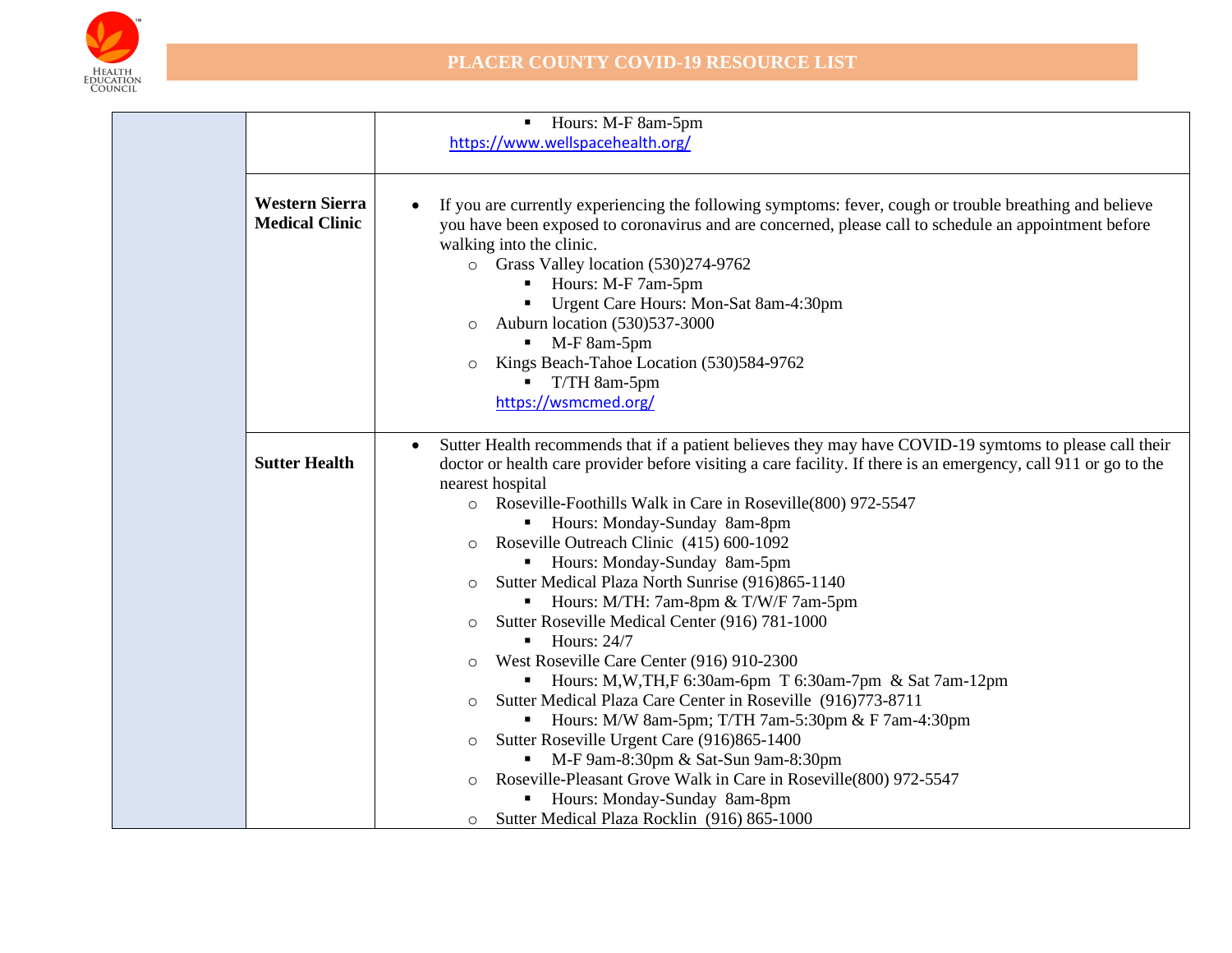# PLACER COUNTY COVID-19 RESOURCE LIST

| | | |
|---|---|---|
| | | ▪ Hours: M-F 8am-5pm<br>https://www.wellspacehealth.org/ |
| | **Western Sierra Medical Clinic** | • If you are currently experiencing the following symptoms: fever, cough or trouble breathing and believe you have been exposed to coronavirus and are concerned, please call to schedule an appointment before walking into the clinic.<br>○ Grass Valley location (530)274-9762<br>▪ Hours: M-F 7am-5pm<br>▪ Urgent Care Hours: Mon-Sat 8am-4:30pm<br>○ Auburn location (530)537-3000<br>▪ M-F 8am-5pm<br>○ Kings Beach-Tahoe Location (530)584-9762<br>▪ T/TH 8am-5pm<br>https://wsmcmed.org/ |
| | **Sutter Health** | • Sutter Health recommends that if a patient believes they may have COVID-19 symtoms to please call their doctor or health care provider before visiting a care facility. If there is an emergency, call 911 or go to the nearest hospital<br>○ Roseville-Foothills Walk in Care in Roseville(800) 972-5547<br>▪ Hours: Monday-Sunday 8am-8pm<br>○ Roseville Outreach Clinic (415) 600-1092<br>▪ Hours: Monday-Sunday 8am-5pm<br>○ Sutter Medical Plaza North Sunrise (916)865-1140<br>▪ Hours: M/TH: 7am-8pm & T/W/F 7am-5pm<br>○ Sutter Roseville Medical Center (916) 781-1000<br>▪ Hours: 24/7<br>○ West Roseville Care Center (916) 910-2300<br>▪ Hours: M,W,TH,F 6:30am-6pm T 6:30am-7pm & Sat 7am-12pm<br>○ Sutter Medical Plaza Care Center in Roseville (916)773-8711<br>▪ Hours: M/W 8am-5pm; T/TH 7am-5:30pm & F 7am-4:30pm<br>○ Sutter Roseville Urgent Care (916)865-1400<br>▪ M-F 9am-8:30pm & Sat-Sun 9am-8:30pm<br>○ Roseville-Pleasant Grove Walk in Care in Roseville(800) 972-5547<br>▪ Hours: Monday-Sunday 8am-8pm<br>○ Sutter Medical Plaza Rocklin (916) 865-1000 |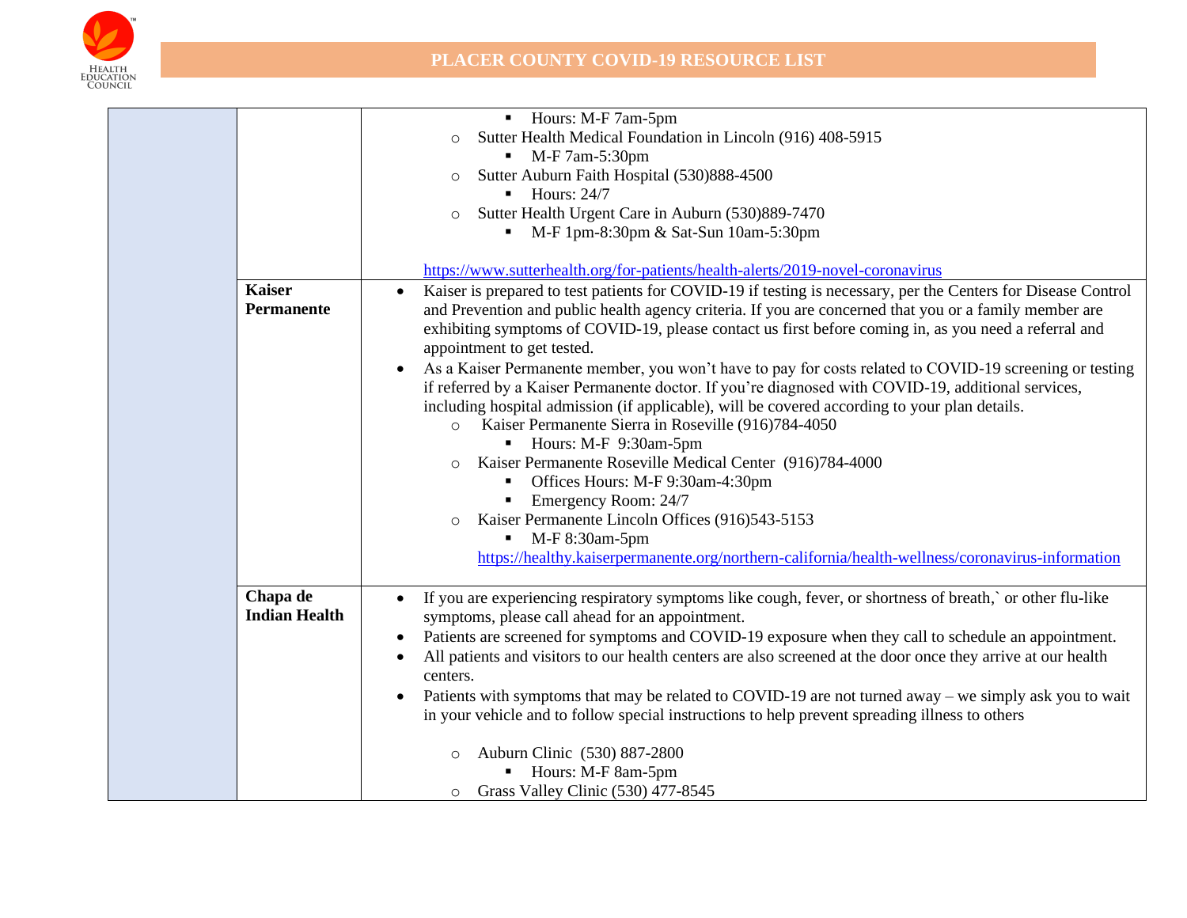| | | |
|---|---|---|
| | | ▪ Hours: M-F 7am-5pm<br>○ Sutter Health Medical Foundation in Lincoln (916) 408-5915<br>▪ M-F 7am-5:30pm<br>○ Sutter Auburn Faith Hospital (530)888-4500<br>▪ Hours: 24/7<br>○ Sutter Health Urgent Care in Auburn (530)889-7470<br>▪ M-F 1pm-8:30pm & Sat-Sun 10am-5:30pm<br><br>https://www.sutterhealth.org/for-patients/health-alerts/2019-novel-coronavirus |
| | **Kaiser Permanente** | • Kaiser is prepared to test patients for COVID-19 if testing is necessary, per the Centers for Disease Control and Prevention and public health agency criteria. If you are concerned that you or a family member are exhibiting symptoms of COVID-19, please contact us first before coming in, as you need a referral and appointment to get tested.<br>• As a Kaiser Permanente member, you won't have to pay for costs related to COVID-19 screening or testing if referred by a Kaiser Permanente doctor. If you're diagnosed with COVID-19, additional services, including hospital admission (if applicable), will be covered according to your plan details.<br>○ Kaiser Permanente Sierra in Roseville (916)784-4050<br>▪ Hours: M-F 9:30am-5pm<br>○ Kaiser Permanente Roseville Medical Center (916)784-4000<br>▪ Offices Hours: M-F 9:30am-4:30pm<br>▪ Emergency Room: 24/7<br>○ Kaiser Permanente Lincoln Offices (916)543-5153<br>▪ M-F 8:30am-5pm<br>https://healthy.kaiserpermanente.org/northern-california/health-wellness/coronavirus-information |
| | **Chapa de Indian Health** | • If you are experiencing respiratory symptoms like cough, fever, or shortness of breath,` or other flu-like symptoms, please call ahead for an appointment.<br>• Patients are screened for symptoms and COVID-19 exposure when they call to schedule an appointment.<br>• All patients and visitors to our health centers are also screened at the door once they arrive at our health centers.<br>• Patients with symptoms that may be related to COVID-19 are not turned away – we simply ask you to wait in your vehicle and to follow special instructions to help prevent spreading illness to others<br><br>○ Auburn Clinic (530) 887-2800<br>▪ Hours: M-F 8am-5pm<br>○ Grass Valley Clinic (530) 477-8545 |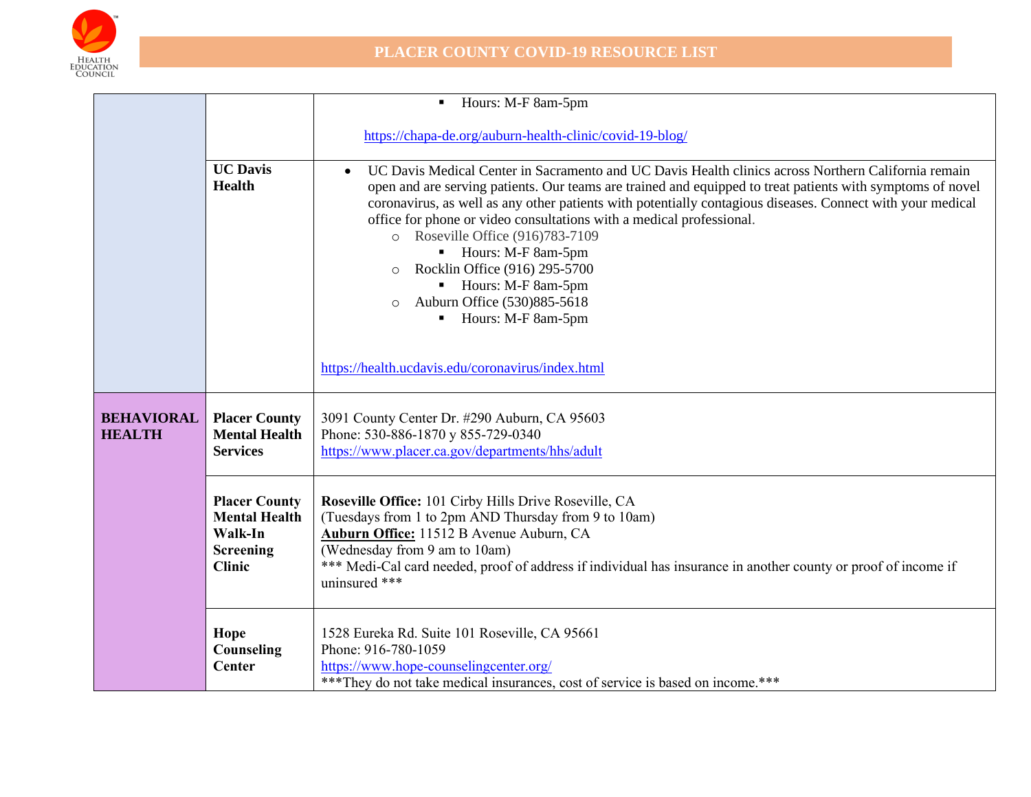# PLACER COUNTY COVID-19 RESOURCE LIST

| | | |
|---|---|---|
| | | ▪ Hours: M-F 8am-5pm<br><br>https://chapa-de.org/auburn-health-clinic/covid-19-blog/ |
| | **UC Davis Health** | • UC Davis Medical Center in Sacramento and UC Davis Health clinics across Northern California remain open and are serving patients. Our teams are trained and equipped to treat patients with symptoms of novel coronavirus, as well as any other patients with potentially contagious diseases. Connect with your medical office for phone or video consultations with a medical professional.<br>○ Roseville Office (916)783-7109<br>▪ Hours: M-F 8am-5pm<br>○ Rocklin Office (916) 295-5700<br>▪ Hours: M-F 8am-5pm<br>○ Auburn Office (530)885-5618<br>▪ Hours: M-F 8am-5pm<br><br>https://health.ucdavis.edu/coronavirus/index.html |
| **BEHAVIORAL HEALTH** | **Placer County Mental Health Services** | 3091 County Center Dr. #290 Auburn, CA 95603<br>Phone: 530-886-1870 y 855-729-0340<br>https://www.placer.ca.gov/departments/hhs/adult |
| | **Placer County Mental Health Walk-In Screening Clinic** | **Roseville Office:** 101 Cirby Hills Drive Roseville, CA<br>(Tuesdays from 1 to 2pm AND Thursday from 9 to 10am)<br>**Auburn Office:** 11512 B Avenue Auburn, CA<br>(Wednesday from 9 am to 10am)<br>*** Medi-Cal card needed, proof of address if individual has insurance in another county or proof of income if uninsured *** |
| | **Hope Counseling Center** | 1528 Eureka Rd. Suite 101 Roseville, CA 95661<br>Phone: 916-780-1059<br>https://www.hope-counselingcenter.org/<br>***They do not take medical insurances, cost of service is based on income.*** |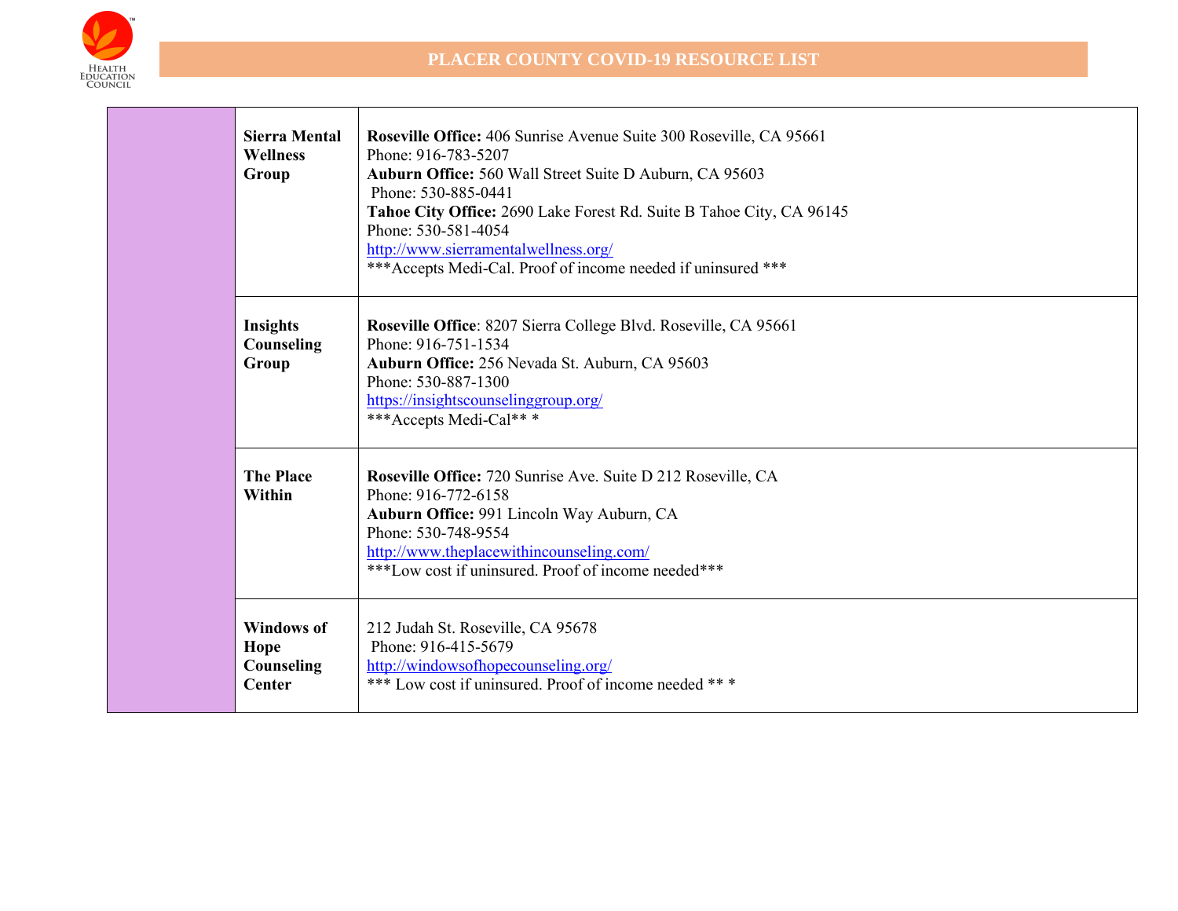# PLACER COUNTY COVID-19 RESOURCE LIST

| | | |
|---|---|---|
| | **Sierra Mental Wellness Group** | **Roseville Office:** 406 Sunrise Avenue Suite 300 Roseville, CA 95661<br>Phone: 916-783-5207<br>**Auburn Office:** 560 Wall Street Suite D Auburn, CA 95603<br>Phone: 530-885-0441<br>**Tahoe City Office:** 2690 Lake Forest Rd. Suite B Tahoe City, CA 96145<br>Phone: 530-581-4054<br>http://www.sierramentalwellness.org/<br>***Accepts Medi-Cal. Proof of income needed if uninsured *** |
| | **Insights Counseling Group** | **Roseville Office**: 8207 Sierra College Blvd. Roseville, CA 95661<br>Phone: 916-751-1534<br>**Auburn Office:** 256 Nevada St. Auburn, CA 95603<br>Phone: 530-887-1300<br>https://insightscounselinggroup.org/<br>***Accepts Medi-Cal** * |
| | **The Place Within** | **Roseville Office:** 720 Sunrise Ave. Suite D 212 Roseville, CA<br>Phone: 916-772-6158<br>**Auburn Office:** 991 Lincoln Way Auburn, CA<br>Phone: 530-748-9554<br>http://www.theplacewithincounseling.com/<br>***Low cost if uninsured. Proof of income needed*** |
| | **Windows of Hope Counseling Center** | 212 Judah St. Roseville, CA 95678<br>Phone: 916-415-5679<br>http://windowsofhopecounseling.org/<br>*** Low cost if uninsured. Proof of income needed ** * |